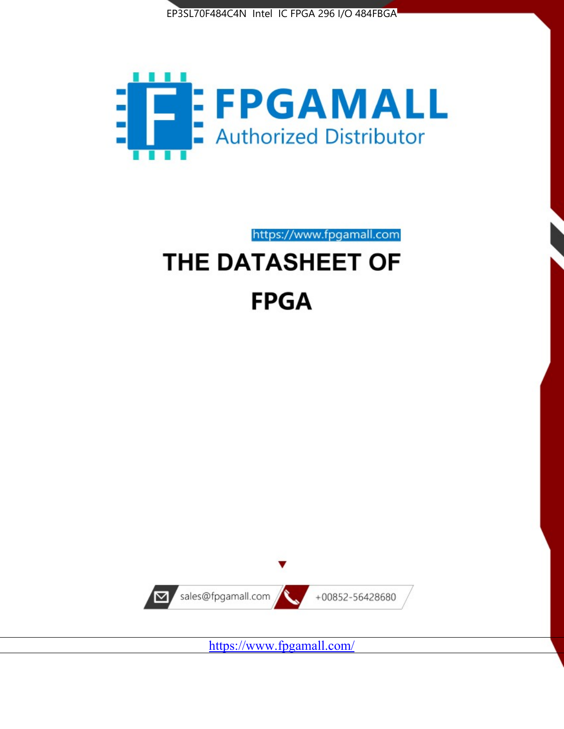EP3SL70F484C4N Intel IC FPGA 296 I/O 484FBGA

FPGAMALL

Authorized Distributor

https://www.fpgamall.com

# THE DATASHEET OF

# FPGA

sales@fpgamall.com

+00852-56428680

https://www.fpgamall.com/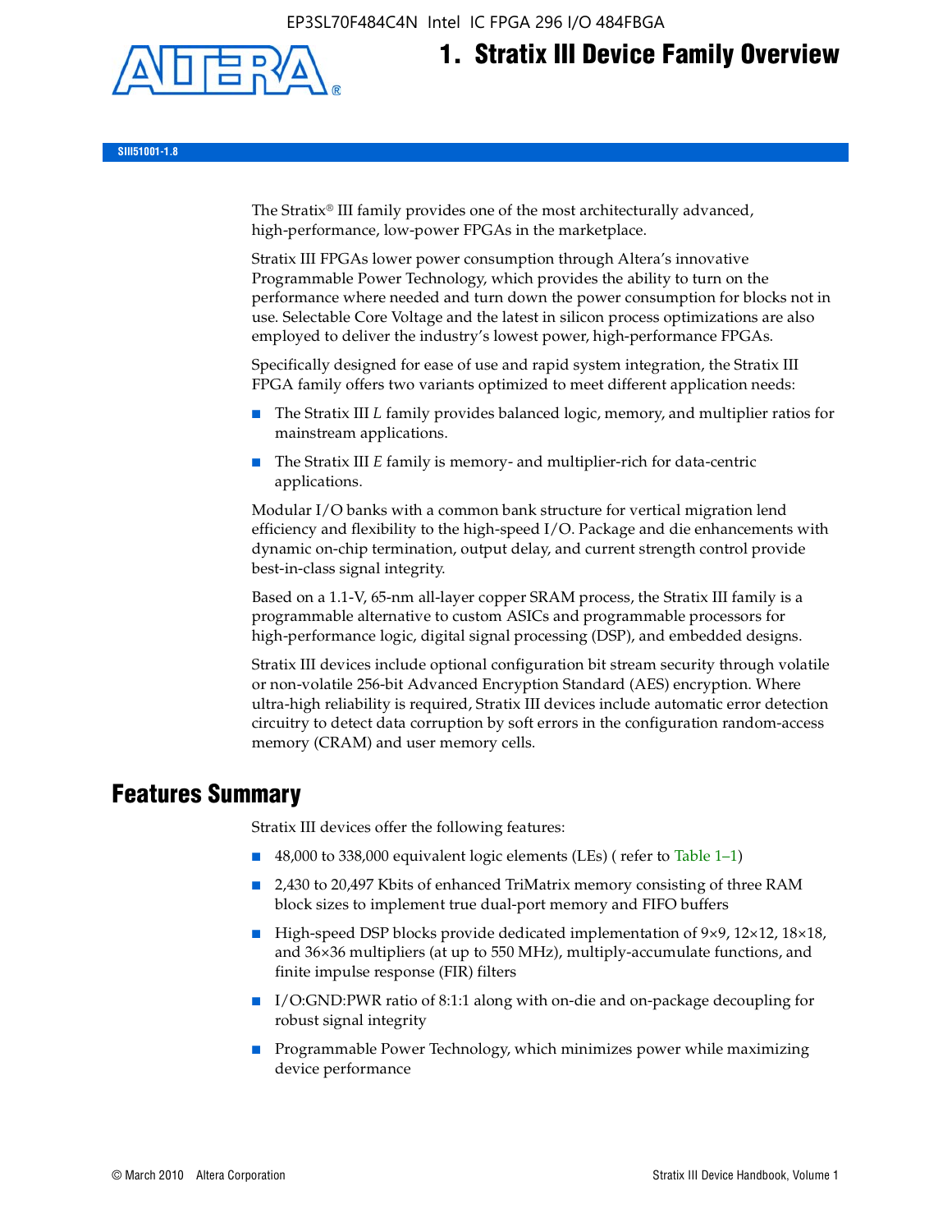# 1. Stratix III Device Family Overview

SIII51001-1.8

The Stratix® III family provides one of the most architecturally advanced, high-performance, low-power FPGAs in the marketplace.

Stratix III FPGAs lower power consumption through Altera's innovative Programmable Power Technology, which provides the ability to turn on the performance where needed and turn down the power consumption for blocks not in use. Selectable Core Voltage and the latest in silicon process optimizations are also employed to deliver the industry's lowest power, high-performance FPGAs.

Specifically designed for ease of use and rapid system integration, the Stratix III FPGA family offers two variants optimized to meet different application needs:

- The Stratix III *L* family provides balanced logic, memory, and multiplier ratios for mainstream applications.
- The Stratix III *E* family is memory- and multiplier-rich for data-centric applications.

Modular I/O banks with a common bank structure for vertical migration lend efficiency and flexibility to the high-speed I/O. Package and die enhancements with dynamic on-chip termination, output delay, and current strength control provide best-in-class signal integrity.

Based on a 1.1-V, 65-nm all-layer copper SRAM process, the Stratix III family is a programmable alternative to custom ASICs and programmable processors for high-performance logic, digital signal processing (DSP), and embedded designs.

Stratix III devices include optional configuration bit stream security through volatile or non-volatile 256-bit Advanced Encryption Standard (AES) encryption. Where ultra-high reliability is required, Stratix III devices include automatic error detection circuitry to detect data corruption by soft errors in the configuration random-access memory (CRAM) and user memory cells.

## Features Summary

Stratix III devices offer the following features:

- 48,000 to 338,000 equivalent logic elements (LEs) ( refer to Table 1–1)
- 2,430 to 20,497 Kbits of enhanced TriMatrix memory consisting of three RAM block sizes to implement true dual-port memory and FIFO buffers
- High-speed DSP blocks provide dedicated implementation of 9×9, 12×12, 18×18, and 36×36 multipliers (at up to 550 MHz), multiply-accumulate functions, and finite impulse response (FIR) filters
- I/O:GND:PWR ratio of 8:1:1 along with on-die and on-package decoupling for robust signal integrity
- Programmable Power Technology, which minimizes power while maximizing device performance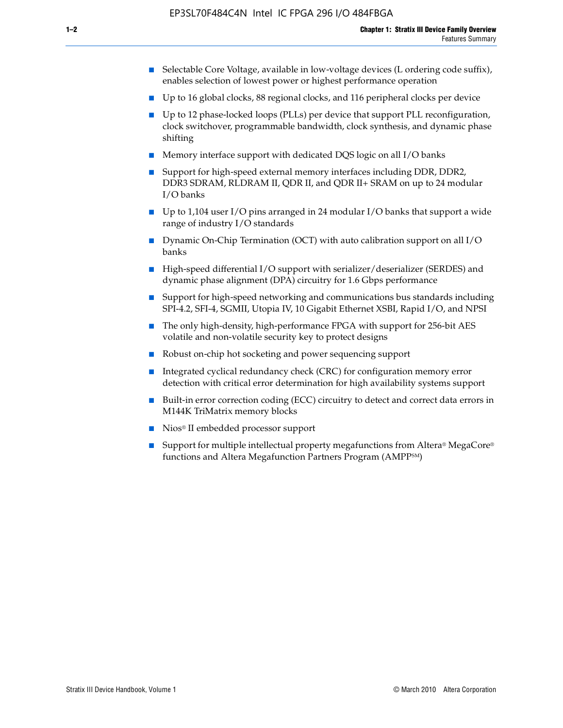- Selectable Core Voltage, available in low-voltage devices (L ordering code suffix), enables selection of lowest power or highest performance operation
- Up to 16 global clocks, 88 regional clocks, and 116 peripheral clocks per device
- Up to 12 phase-locked loops (PLLs) per device that support PLL reconfiguration, clock switchover, programmable bandwidth, clock synthesis, and dynamic phase shifting
- Memory interface support with dedicated DQS logic on all I/O banks
- Support for high-speed external memory interfaces including DDR, DDR2, DDR3 SDRAM, RLDRAM II, QDR II, and QDR II+ SRAM on up to 24 modular I/O banks
- Up to 1,104 user I/O pins arranged in 24 modular I/O banks that support a wide range of industry I/O standards
- Dynamic On-Chip Termination (OCT) with auto calibration support on all I/O banks
- High-speed differential I/O support with serializer/deserializer (SERDES) and dynamic phase alignment (DPA) circuitry for 1.6 Gbps performance
- Support for high-speed networking and communications bus standards including SPI-4.2, SFI-4, SGMII, Utopia IV, 10 Gigabit Ethernet XSBI, Rapid I/O, and NPSI
- The only high-density, high-performance FPGA with support for 256-bit AES volatile and non-volatile security key to protect designs
- Robust on-chip hot socketing and power sequencing support
- Integrated cyclical redundancy check (CRC) for configuration memory error detection with critical error determination for high availability systems support
- Built-in error correction coding (ECC) circuitry to detect and correct data errors in M144K TriMatrix memory blocks
- Nios® II embedded processor support
- Support for multiple intellectual property megafunctions from Altera® MegaCore® functions and Altera Megafunction Partners Program (AMPP℠)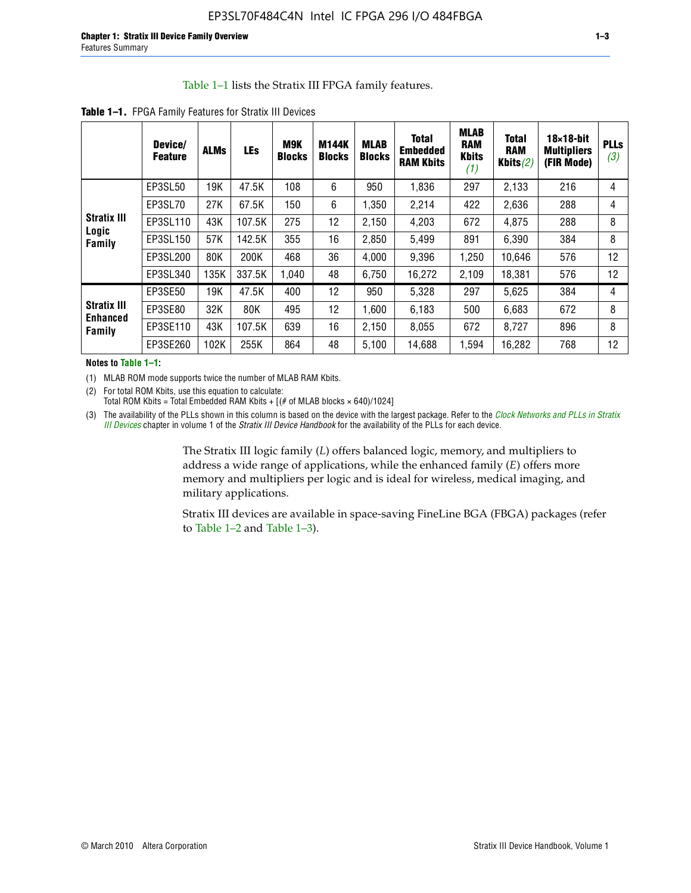Table 1–1 lists the Stratix III FPGA family features.

**Table 1–1.** FPGA Family Features for Stratix III Devices

| | Device/ Feature | ALMs | LEs | M9K Blocks | M144K Blocks | MLAB Blocks | Total Embedded RAM Kbits | MLAB RAM Kbits (1) | Total RAM Kbits (2) | 18×18-bit Multipliers (FIR Mode) | PLLs (3) |
|---|---|---|---|---|---|---|---|---|---|---|---|
| Stratix III Logic Family | EP3SL50 | 19K | 47.5K | 108 | 6 | 950 | 1,836 | 297 | 2,133 | 216 | 4 |
| | EP3SL70 | 27K | 67.5K | 150 | 6 | 1,350 | 2,214 | 422 | 2,636 | 288 | 4 |
| | EP3SL110 | 43K | 107.5K | 275 | 12 | 2,150 | 4,203 | 672 | 4,875 | 288 | 8 |
| | EP3SL150 | 57K | 142.5K | 355 | 16 | 2,850 | 5,499 | 891 | 6,390 | 384 | 8 |
| | EP3SL200 | 80K | 200K | 468 | 36 | 4,000 | 9,396 | 1,250 | 10,646 | 576 | 12 |
| | EP3SL340 | 135K | 337.5K | 1,040 | 48 | 6,750 | 16,272 | 2,109 | 18,381 | 576 | 12 |
| Stratix III Enhanced Family | EP3SE50 | 19K | 47.5K | 400 | 12 | 950 | 5,328 | 297 | 5,625 | 384 | 4 |
| | EP3SE80 | 32K | 80K | 495 | 12 | 1,600 | 6,183 | 500 | 6,683 | 672 | 8 |
| | EP3SE110 | 43K | 107.5K | 639 | 16 | 2,150 | 8,055 | 672 | 8,727 | 896 | 8 |
| | EP3SE260 | 102K | 255K | 864 | 48 | 5,100 | 14,688 | 1,594 | 16,282 | 768 | 12 |

**Notes to Table 1–1:**

(1) MLAB ROM mode supports twice the number of MLAB RAM Kbits.

(2) For total ROM Kbits, use this equation to calculate:
Total ROM Kbits = Total Embedded RAM Kbits + [(# of MLAB blocks × 640)/1024]

(3) The availability of the PLLs shown in this column is based on the device with the largest package. Refer to the *Clock Networks and PLLs in Stratix III Devices* chapter in volume 1 of the *Stratix III Device Handbook* for the availability of the PLLs for each device.

The Stratix III logic family (*L*) offers balanced logic, memory, and multipliers to address a wide range of applications, while the enhanced family (*E*) offers more memory and multipliers per logic and is ideal for wireless, medical imaging, and military applications.

Stratix III devices are available in space-saving FineLine BGA (FBGA) packages (refer to Table 1–2 and Table 1–3).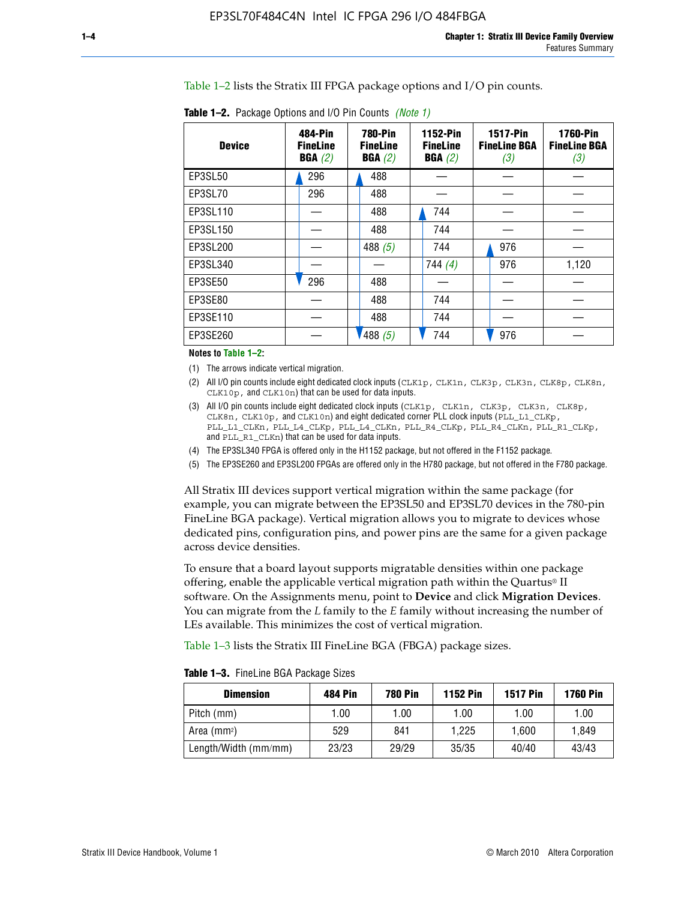Table 1–2 lists the Stratix III FPGA package options and I/O pin counts.

**Table 1–2.** Package Options and I/O Pin Counts *(Note 1)*

| Device | 484-Pin FineLine BGA *(2)* | 780-Pin FineLine BGA *(2)* | 1152-Pin FineLine BGA *(2)* | 1517-Pin FineLine BGA *(3)* | 1760-Pin FineLine BGA *(3)* |
|---|---|---|---|---|---|
| EP3SL50 | 296 | 488 | — | — | — |
| EP3SL70 | 296 | 488 | — | — | — |
| EP3SL110 | — | 488 | 744 | — | — |
| EP3SL150 | — | 488 | 744 | — | — |
| EP3SL200 | — | 488 *(5)* | 744 | 976 | — |
| EP3SL340 | — | — | 744 *(4)* | 976 | 1,120 |
| EP3SE50 | 296 | 488 | — | — | — |
| EP3SE80 | — | 488 | 744 | — | — |
| EP3SE110 | — | 488 | 744 | — | — |
| EP3SE260 | — | 488 *(5)* | 744 | 976 | — |

**Notes to Table 1–2:**

(1) The arrows indicate vertical migration.

(2) All I/O pin counts include eight dedicated clock inputs (`CLK1p`, `CLK1n`, `CLK3p`, `CLK3n`, `CLK8p`, `CLK8n`, `CLK10p`, and `CLK10n`) that can be used for data inputs.

(3) All I/O pin counts include eight dedicated clock inputs (`CLK1p`, `CLK1n`, `CLK3p`, `CLK3n`, `CLK8p`, `CLK8n`, `CLK10p`, and `CLK10n`) and eight dedicated corner PLL clock inputs (`PLL_L1_CLKp`, `PLL_L1_CLKn`, `PLL_L4_CLKp`, `PLL_L4_CLKn`, `PLL_R4_CLKp`, `PLL_R4_CLKn`, `PLL_R1_CLKp`, and `PLL_R1_CLKn`) that can be used for data inputs.

(4) The EP3SL340 FPGA is offered only in the H1152 package, but not offered in the F1152 package.

(5) The EP3SE260 and EP3SL200 FPGAs are offered only in the H780 package, but not offered in the F780 package.

All Stratix III devices support vertical migration within the same package (for example, you can migrate between the EP3SL50 and EP3SL70 devices in the 780-pin FineLine BGA package). Vertical migration allows you to migrate to devices whose dedicated pins, configuration pins, and power pins are the same for a given package across device densities.

To ensure that a board layout supports migratable densities within one package offering, enable the applicable vertical migration path within the Quartus® II software. On the Assignments menu, point to **Device** and click **Migration Devices**. You can migrate from the *L* family to the *E* family without increasing the number of LEs available. This minimizes the cost of vertical migration.

Table 1–3 lists the Stratix III FineLine BGA (FBGA) package sizes.

**Table 1–3.** FineLine BGA Package Sizes

| Dimension | 484 Pin | 780 Pin | 1152 Pin | 1517 Pin | 1760 Pin |
|---|---|---|---|---|---|
| Pitch (mm) | 1.00 | 1.00 | 1.00 | 1.00 | 1.00 |
| Area ($mm^2$) | 529 | 841 | 1,225 | 1,600 | 1,849 |
| Length/Width (mm/mm) | 23/23 | 29/29 | 35/35 | 40/40 | 43/43 |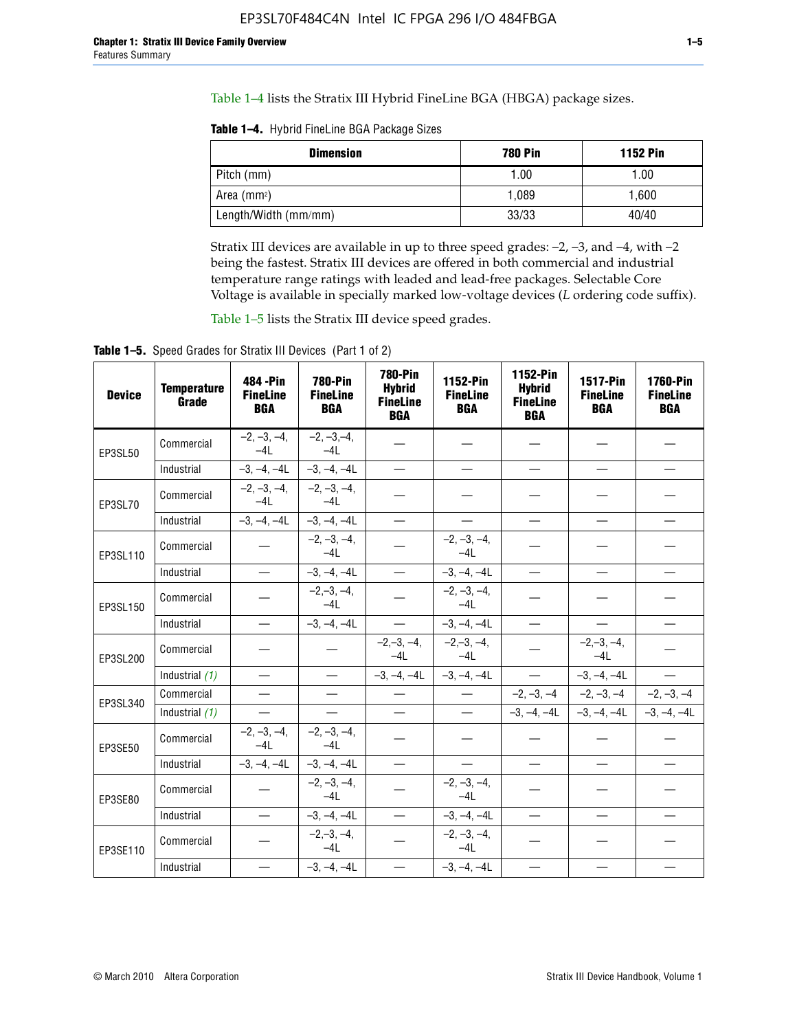Table 1–4 lists the Stratix III Hybrid FineLine BGA (HBGA) package sizes.

**Table 1–4.** Hybrid FineLine BGA Package Sizes

| Dimension | 780 Pin | 1152 Pin |
|---|---|---|
| Pitch (mm) | 1.00 | 1.00 |
| Area (mm²) | 1,089 | 1,600 |
| Length/Width (mm/mm) | 33/33 | 40/40 |

Stratix III devices are available in up to three speed grades: –2, –3, and –4, with –2 being the fastest. Stratix III devices are offered in both commercial and industrial temperature range ratings with leaded and lead-free packages. Selectable Core Voltage is available in specially marked low-voltage devices (*L* ordering code suffix).

Table 1–5 lists the Stratix III device speed grades.

**Table 1–5.** Speed Grades for Stratix III Devices (Part 1 of 2)

| Device | Temperature Grade | 484 -Pin FineLine BGA | 780-Pin FineLine BGA | 780-Pin Hybrid FineLine BGA | 1152-Pin FineLine BGA | 1152-Pin Hybrid FineLine BGA | 1517-Pin FineLine BGA | 1760-Pin FineLine BGA |
|---|---|---|---|---|---|---|---|---|
| EP3SL50 | Commercial | –2, –3, –4, –4L | –2, –3,–4, –4L | — | — | — | — | — |
| | Industrial | –3, –4, –4L | –3, –4, –4L | — | — | — | — | — |
| EP3SL70 | Commercial | –2, –3, –4, –4L | –2, –3, –4, –4L | — | — | — | — | — |
| | Industrial | –3, –4, –4L | –3, –4, –4L | — | — | — | — | — |
| EP3SL110 | Commercial | — | –2, –3, –4, –4L | — | –2, –3, –4, –4L | — | — | — |
| | Industrial | — | –3, –4, –4L | — | –3, –4, –4L | — | — | — |
| EP3SL150 | Commercial | — | –2,–3, –4, –4L | — | –2, –3, –4, –4L | — | — | — |
| | Industrial | — | –3, –4, –4L | — | –3, –4, –4L | — | — | — |
| EP3SL200 | Commercial | — | — | –2,–3, –4, –4L | –2,–3, –4, –4L | — | –2,–3, –4, –4L | — |
| | Industrial *(1)* | — | — | –3, –4, –4L | –3, –4, –4L | — | –3, –4, –4L | — |
| EP3SL340 | Commercial | — | — | — | — | –2, –3, –4 | –2, –3, –4 | –2, –3, –4 |
| | Industrial *(1)* | — | — | — | — | –3, –4, –4L | –3, –4, –4L | –3, –4, –4L |
| EP3SE50 | Commercial | –2, –3, –4, –4L | –2, –3, –4, –4L | — | — | — | — | — |
| | Industrial | –3, –4, –4L | –3, –4, –4L | — | — | — | — | — |
| EP3SE80 | Commercial | — | –2, –3, –4, –4L | — | –2, –3, –4, –4L | — | — | — |
| | Industrial | — | –3, –4, –4L | — | –3, –4, –4L | — | — | — |
| EP3SE110 | Commercial | — | –2,–3, –4, –4L | — | –2, –3, –4, –4L | — | — | — |
| | Industrial | — | –3, –4, –4L | — | –3, –4, –4L | — | — | — |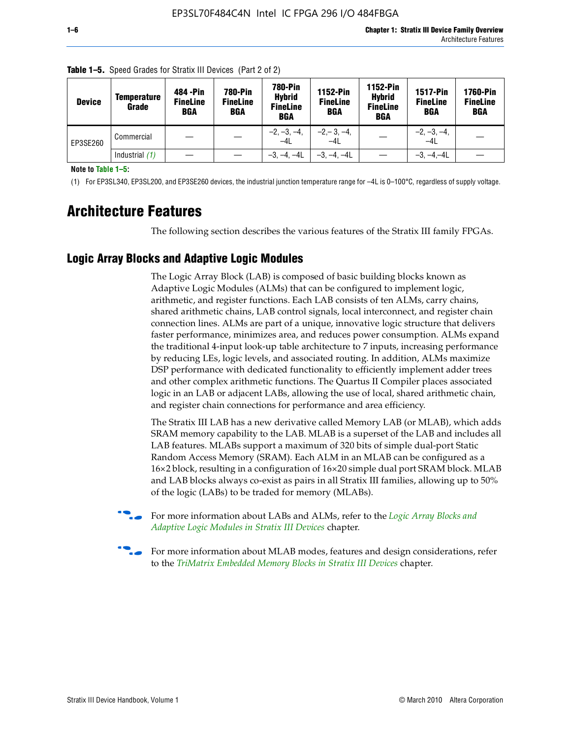**Table 1–5.** Speed Grades for Stratix III Devices (Part 2 of 2)

| Device | Temperature Grade | 484 -Pin FineLine BGA | 780-Pin FineLine BGA | 780-Pin Hybrid FineLine BGA | 1152-Pin FineLine BGA | 1152-Pin Hybrid FineLine BGA | 1517-Pin FineLine BGA | 1760-Pin FineLine BGA |
|---|---|---|---|---|---|---|---|---|
| EP3SE260 | Commercial | — | — | –2, –3, –4, –4L | –2,– 3, –4, –4L | — | –2, –3, –4, –4L | — |
| | Industrial *(1)* | — | — | –3, –4, –4L | –3, –4, –4L | — | –3, –4,–4L | — |

**Note to Table 1–5:**

(1) For EP3SL340, EP3SL200, and EP3SE260 devices, the industrial junction temperature range for –4L is 0–100°C, regardless of supply voltage.

# Architecture Features

The following section describes the various features of the Stratix III family FPGAs.

## Logic Array Blocks and Adaptive Logic Modules

The Logic Array Block (LAB) is composed of basic building blocks known as Adaptive Logic Modules (ALMs) that can be configured to implement logic, arithmetic, and register functions. Each LAB consists of ten ALMs, carry chains, shared arithmetic chains, LAB control signals, local interconnect, and register chain connection lines. ALMs are part of a unique, innovative logic structure that delivers faster performance, minimizes area, and reduces power consumption. ALMs expand the traditional 4-input look-up table architecture to 7 inputs, increasing performance by reducing LEs, logic levels, and associated routing. In addition, ALMs maximize DSP performance with dedicated functionality to efficiently implement adder trees and other complex arithmetic functions. The Quartus II Compiler places associated logic in an LAB or adjacent LABs, allowing the use of local, shared arithmetic chain, and register chain connections for performance and area efficiency.

The Stratix III LAB has a new derivative called Memory LAB (or MLAB), which adds SRAM memory capability to the LAB. MLAB is a superset of the LAB and includes all LAB features. MLABs support a maximum of 320 bits of simple dual-port Static Random Access Memory (SRAM). Each ALM in an MLAB can be configured as a 16×2 block, resulting in a configuration of 16×20 simple dual port SRAM block. MLAB and LAB blocks always co-exist as pairs in all Stratix III families, allowing up to 50% of the logic (LABs) to be traded for memory (MLABs).

For more information about LABs and ALMs, refer to the *Logic Array Blocks and Adaptive Logic Modules in Stratix III Devices* chapter.

For more information about MLAB modes, features and design considerations, refer to the *TriMatrix Embedded Memory Blocks in Stratix III Devices* chapter.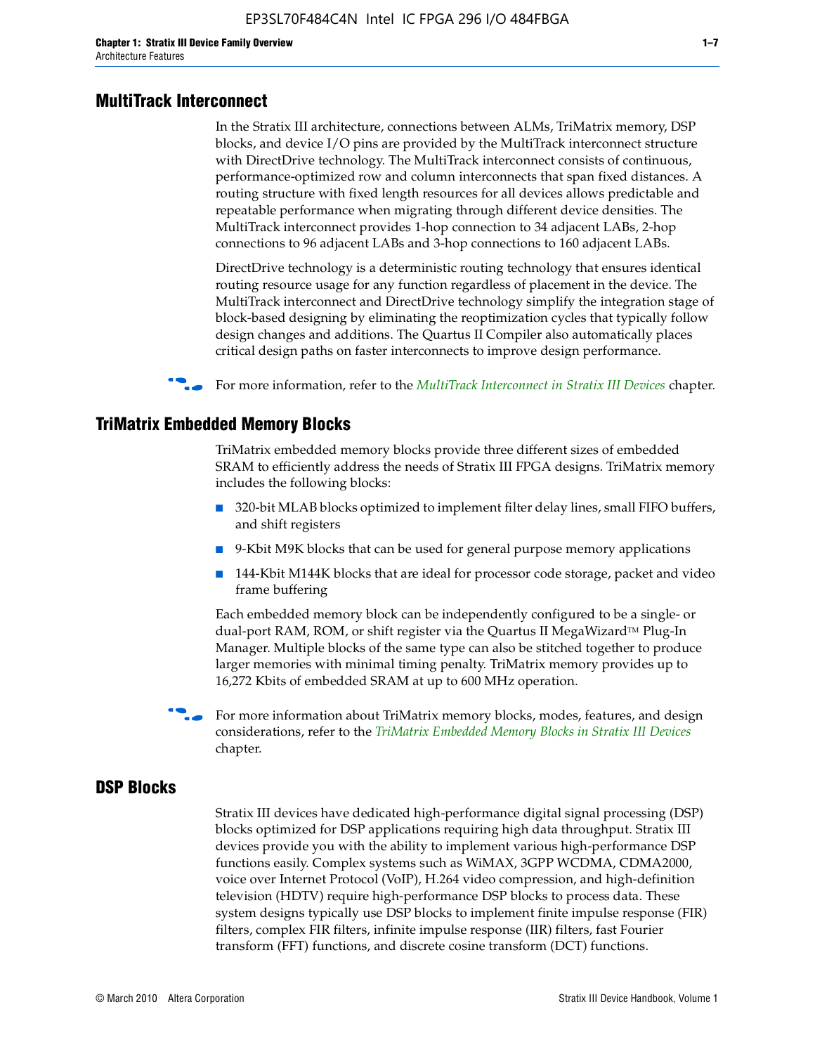## MultiTrack Interconnect

In the Stratix III architecture, connections between ALMs, TriMatrix memory, DSP blocks, and device I/O pins are provided by the MultiTrack interconnect structure with DirectDrive technology. The MultiTrack interconnect consists of continuous, performance-optimized row and column interconnects that span fixed distances. A routing structure with fixed length resources for all devices allows predictable and repeatable performance when migrating through different device densities. The MultiTrack interconnect provides 1-hop connection to 34 adjacent LABs, 2-hop connections to 96 adjacent LABs and 3-hop connections to 160 adjacent LABs.

DirectDrive technology is a deterministic routing technology that ensures identical routing resource usage for any function regardless of placement in the device. The MultiTrack interconnect and DirectDrive technology simplify the integration stage of block-based designing by eliminating the reoptimization cycles that typically follow design changes and additions. The Quartus II Compiler also automatically places critical design paths on faster interconnects to improve design performance.

For more information, refer to the *MultiTrack Interconnect in Stratix III Devices* chapter.

## TriMatrix Embedded Memory Blocks

TriMatrix embedded memory blocks provide three different sizes of embedded SRAM to efficiently address the needs of Stratix III FPGA designs. TriMatrix memory includes the following blocks:

- 320-bit MLAB blocks optimized to implement filter delay lines, small FIFO buffers, and shift registers
- 9-Kbit M9K blocks that can be used for general purpose memory applications
- 144-Kbit M144K blocks that are ideal for processor code storage, packet and video frame buffering

Each embedded memory block can be independently configured to be a single- or dual-port RAM, ROM, or shift register via the Quartus II MegaWizard™ Plug-In Manager. Multiple blocks of the same type can also be stitched together to produce larger memories with minimal timing penalty. TriMatrix memory provides up to 16,272 Kbits of embedded SRAM at up to 600 MHz operation.

For more information about TriMatrix memory blocks, modes, features, and design considerations, refer to the *TriMatrix Embedded Memory Blocks in Stratix III Devices* chapter.

## DSP Blocks

Stratix III devices have dedicated high-performance digital signal processing (DSP) blocks optimized for DSP applications requiring high data throughput. Stratix III devices provide you with the ability to implement various high-performance DSP functions easily. Complex systems such as WiMAX, 3GPP WCDMA, CDMA2000, voice over Internet Protocol (VoIP), H.264 video compression, and high-definition television (HDTV) require high-performance DSP blocks to process data. These system designs typically use DSP blocks to implement finite impulse response (FIR) filters, complex FIR filters, infinite impulse response (IIR) filters, fast Fourier transform (FFT) functions, and discrete cosine transform (DCT) functions.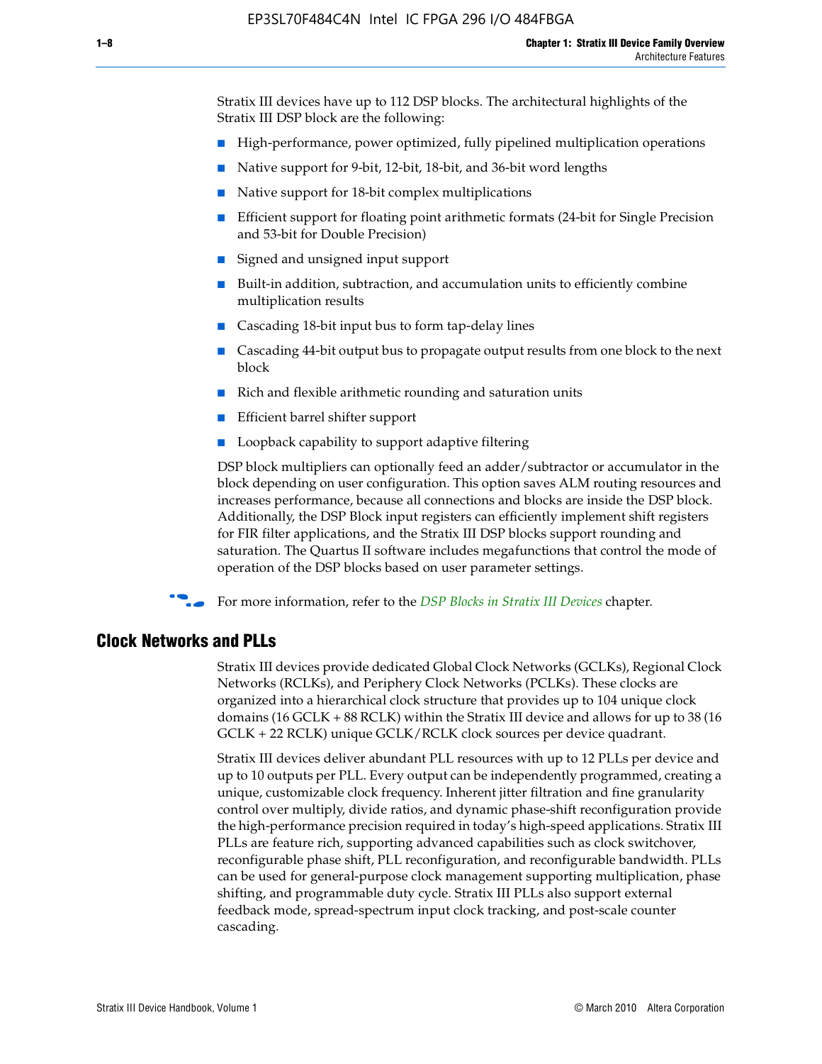Stratix III devices have up to 112 DSP blocks. The architectural highlights of the Stratix III DSP block are the following:

- High-performance, power optimized, fully pipelined multiplication operations
- Native support for 9-bit, 12-bit, 18-bit, and 36-bit word lengths
- Native support for 18-bit complex multiplications
- Efficient support for floating point arithmetic formats (24-bit for Single Precision and 53-bit for Double Precision)
- Signed and unsigned input support
- Built-in addition, subtraction, and accumulation units to efficiently combine multiplication results
- Cascading 18-bit input bus to form tap-delay lines
- Cascading 44-bit output bus to propagate output results from one block to the next block
- Rich and flexible arithmetic rounding and saturation units
- Efficient barrel shifter support
- Loopback capability to support adaptive filtering

DSP block multipliers can optionally feed an adder/subtractor or accumulator in the block depending on user configuration. This option saves ALM routing resources and increases performance, because all connections and blocks are inside the DSP block. Additionally, the DSP Block input registers can efficiently implement shift registers for FIR filter applications, and the Stratix III DSP blocks support rounding and saturation. The Quartus II software includes megafunctions that control the mode of operation of the DSP blocks based on user parameter settings.

For more information, refer to the *DSP Blocks in Stratix III Devices* chapter.

## Clock Networks and PLLs

Stratix III devices provide dedicated Global Clock Networks (GCLKs), Regional Clock Networks (RCLKs), and Periphery Clock Networks (PCLKs). These clocks are organized into a hierarchical clock structure that provides up to 104 unique clock domains (16 GCLK + 88 RCLK) within the Stratix III device and allows for up to 38 (16 GCLK + 22 RCLK) unique GCLK/RCLK clock sources per device quadrant.

Stratix III devices deliver abundant PLL resources with up to 12 PLLs per device and up to 10 outputs per PLL. Every output can be independently programmed, creating a unique, customizable clock frequency. Inherent jitter filtration and fine granularity control over multiply, divide ratios, and dynamic phase-shift reconfiguration provide the high-performance precision required in today's high-speed applications. Stratix III PLLs are feature rich, supporting advanced capabilities such as clock switchover, reconfigurable phase shift, PLL reconfiguration, and reconfigurable bandwidth. PLLs can be used for general-purpose clock management supporting multiplication, phase shifting, and programmable duty cycle. Stratix III PLLs also support external feedback mode, spread-spectrum input clock tracking, and post-scale counter cascading.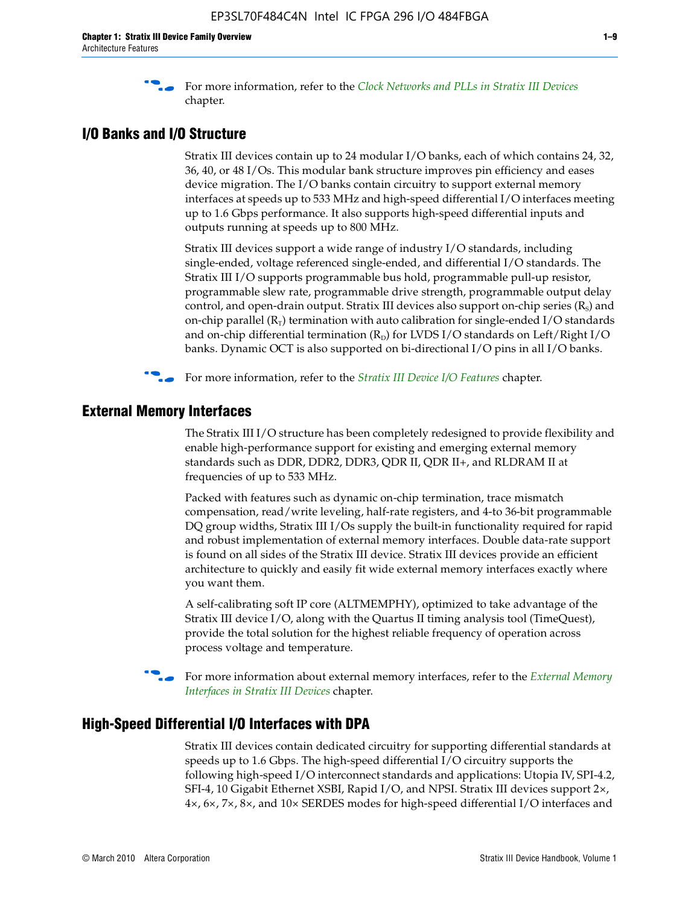For more information, refer to the *Clock Networks and PLLs in Stratix III Devices* chapter.

## I/O Banks and I/O Structure

Stratix III devices contain up to 24 modular I/O banks, each of which contains 24, 32, 36, 40, or 48 I/Os. This modular bank structure improves pin efficiency and eases device migration. The I/O banks contain circuitry to support external memory interfaces at speeds up to 533 MHz and high-speed differential I/O interfaces meeting up to 1.6 Gbps performance. It also supports high-speed differential inputs and outputs running at speeds up to 800 MHz.

Stratix III devices support a wide range of industry I/O standards, including single-ended, voltage referenced single-ended, and differential I/O standards. The Stratix III I/O supports programmable bus hold, programmable pull-up resistor, programmable slew rate, programmable drive strength, programmable output delay control, and open-drain output. Stratix III devices also support on-chip series ($R_S$) and on-chip parallel ($R_T$) termination with auto calibration for single-ended I/O standards and on-chip differential termination ($R_D$) for LVDS I/O standards on Left/Right I/O banks. Dynamic OCT is also supported on bi-directional I/O pins in all I/O banks.

For more information, refer to the *Stratix III Device I/O Features* chapter.

## External Memory Interfaces

The Stratix III I/O structure has been completely redesigned to provide flexibility and enable high-performance support for existing and emerging external memory standards such as DDR, DDR2, DDR3, QDR II, QDR II+, and RLDRAM II at frequencies of up to 533 MHz.

Packed with features such as dynamic on-chip termination, trace mismatch compensation, read/write leveling, half-rate registers, and 4-to 36-bit programmable DQ group widths, Stratix III I/Os supply the built-in functionality required for rapid and robust implementation of external memory interfaces. Double data-rate support is found on all sides of the Stratix III device. Stratix III devices provide an efficient architecture to quickly and easily fit wide external memory interfaces exactly where you want them.

A self-calibrating soft IP core (ALTMEMPHY), optimized to take advantage of the Stratix III device I/O, along with the Quartus II timing analysis tool (TimeQuest), provide the total solution for the highest reliable frequency of operation across process voltage and temperature.

For more information about external memory interfaces, refer to the *External Memory Interfaces in Stratix III Devices* chapter.

## High-Speed Differential I/O Interfaces with DPA

Stratix III devices contain dedicated circuitry for supporting differential standards at speeds up to 1.6 Gbps. The high-speed differential I/O circuitry supports the following high-speed I/O interconnect standards and applications: Utopia IV, SPI-4.2, SFI-4, 10 Gigabit Ethernet XSBI, Rapid I/O, and NPSI. Stratix III devices support 2×, 4×, 6×, 7×, 8×, and 10× SERDES modes for high-speed differential I/O interfaces and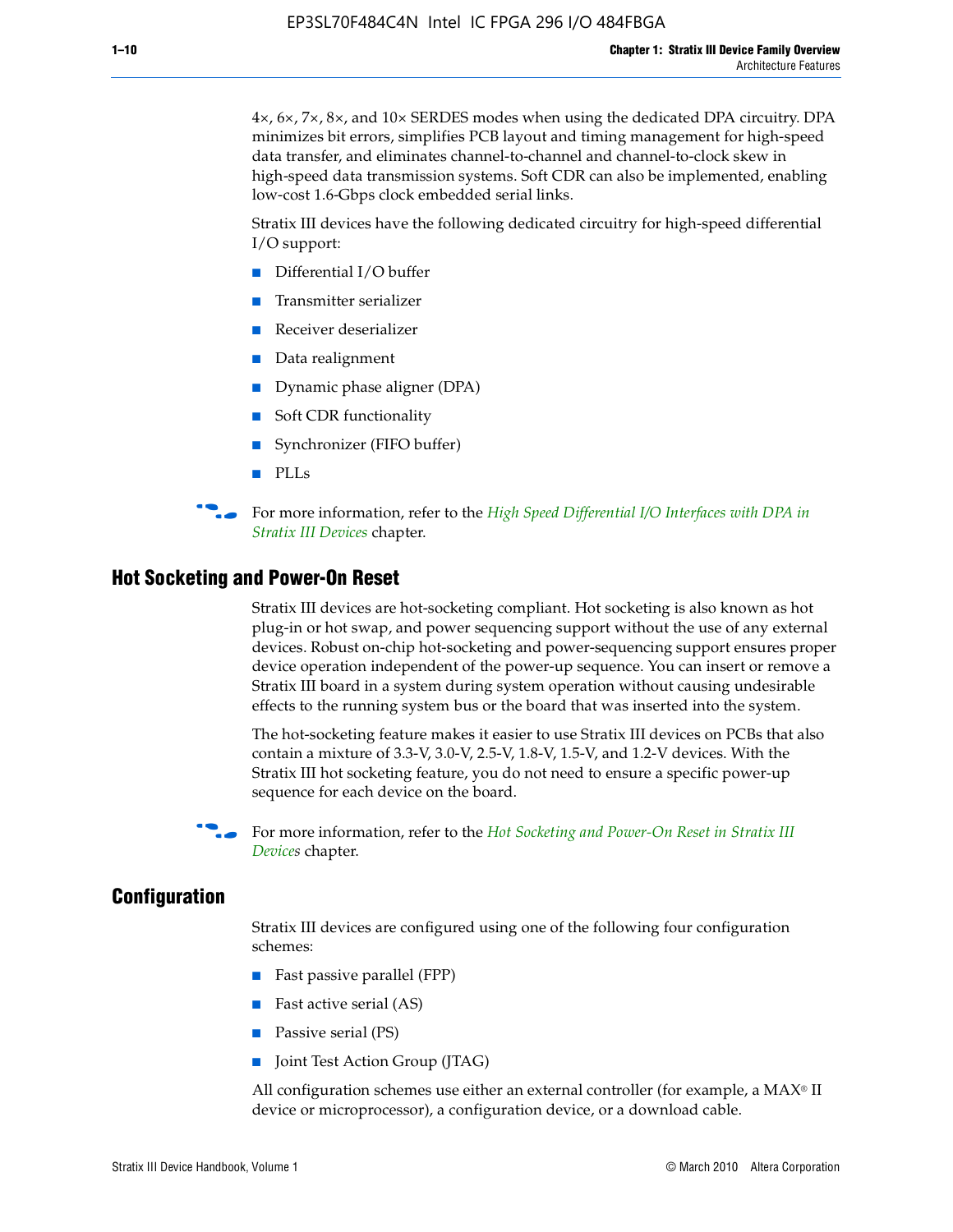4×, 6×, 7×, 8×, and 10× SERDES modes when using the dedicated DPA circuitry. DPA minimizes bit errors, simplifies PCB layout and timing management for high-speed data transfer, and eliminates channel-to-channel and channel-to-clock skew in high-speed data transmission systems. Soft CDR can also be implemented, enabling low-cost 1.6-Gbps clock embedded serial links.

Stratix III devices have the following dedicated circuitry for high-speed differential I/O support:

- Differential I/O buffer
- Transmitter serializer
- Receiver deserializer
- Data realignment
- Dynamic phase aligner (DPA)
- Soft CDR functionality
- Synchronizer (FIFO buffer)
- PLLs

For more information, refer to the *High Speed Differential I/O Interfaces with DPA in Stratix III Devices* chapter.

## Hot Socketing and Power-On Reset

Stratix III devices are hot-socketing compliant. Hot socketing is also known as hot plug-in or hot swap, and power sequencing support without the use of any external devices. Robust on-chip hot-socketing and power-sequencing support ensures proper device operation independent of the power-up sequence. You can insert or remove a Stratix III board in a system during system operation without causing undesirable effects to the running system bus or the board that was inserted into the system.

The hot-socketing feature makes it easier to use Stratix III devices on PCBs that also contain a mixture of 3.3-V, 3.0-V, 2.5-V, 1.8-V, 1.5-V, and 1.2-V devices. With the Stratix III hot socketing feature, you do not need to ensure a specific power-up sequence for each device on the board.

For more information, refer to the *Hot Socketing and Power-On Reset in Stratix III Devices* chapter.

## Configuration

Stratix III devices are configured using one of the following four configuration schemes:

- Fast passive parallel (FPP)
- Fast active serial (AS)
- Passive serial (PS)
- Joint Test Action Group (JTAG)

All configuration schemes use either an external controller (for example, a MAX® II device or microprocessor), a configuration device, or a download cable.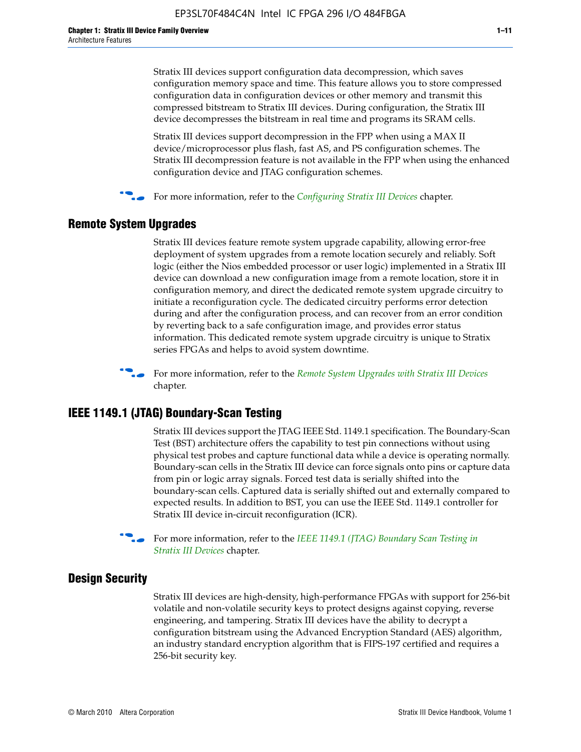Stratix III devices support configuration data decompression, which saves configuration memory space and time. This feature allows you to store compressed configuration data in configuration devices or other memory and transmit this compressed bitstream to Stratix III devices. During configuration, the Stratix III device decompresses the bitstream in real time and programs its SRAM cells.

Stratix III devices support decompression in the FPP when using a MAX II device/microprocessor plus flash, fast AS, and PS configuration schemes. The Stratix III decompression feature is not available in the FPP when using the enhanced configuration device and JTAG configuration schemes.

For more information, refer to the *Configuring Stratix III Devices* chapter.

## Remote System Upgrades

Stratix III devices feature remote system upgrade capability, allowing error-free deployment of system upgrades from a remote location securely and reliably. Soft logic (either the Nios embedded processor or user logic) implemented in a Stratix III device can download a new configuration image from a remote location, store it in configuration memory, and direct the dedicated remote system upgrade circuitry to initiate a reconfiguration cycle. The dedicated circuitry performs error detection during and after the configuration process, and can recover from an error condition by reverting back to a safe configuration image, and provides error status information. This dedicated remote system upgrade circuitry is unique to Stratix series FPGAs and helps to avoid system downtime.

For more information, refer to the *Remote System Upgrades with Stratix III Devices* chapter.

## IEEE 1149.1 (JTAG) Boundary-Scan Testing

Stratix III devices support the JTAG IEEE Std. 1149.1 specification. The Boundary-Scan Test (BST) architecture offers the capability to test pin connections without using physical test probes and capture functional data while a device is operating normally. Boundary-scan cells in the Stratix III device can force signals onto pins or capture data from pin or logic array signals. Forced test data is serially shifted into the boundary-scan cells. Captured data is serially shifted out and externally compared to expected results. In addition to BST, you can use the IEEE Std. 1149.1 controller for Stratix III device in-circuit reconfiguration (ICR).

For more information, refer to the *IEEE 1149.1 (JTAG) Boundary Scan Testing in Stratix III Devices* chapter.

## Design Security

Stratix III devices are high-density, high-performance FPGAs with support for 256-bit volatile and non-volatile security keys to protect designs against copying, reverse engineering, and tampering. Stratix III devices have the ability to decrypt a configuration bitstream using the Advanced Encryption Standard (AES) algorithm, an industry standard encryption algorithm that is FIPS-197 certified and requires a 256-bit security key.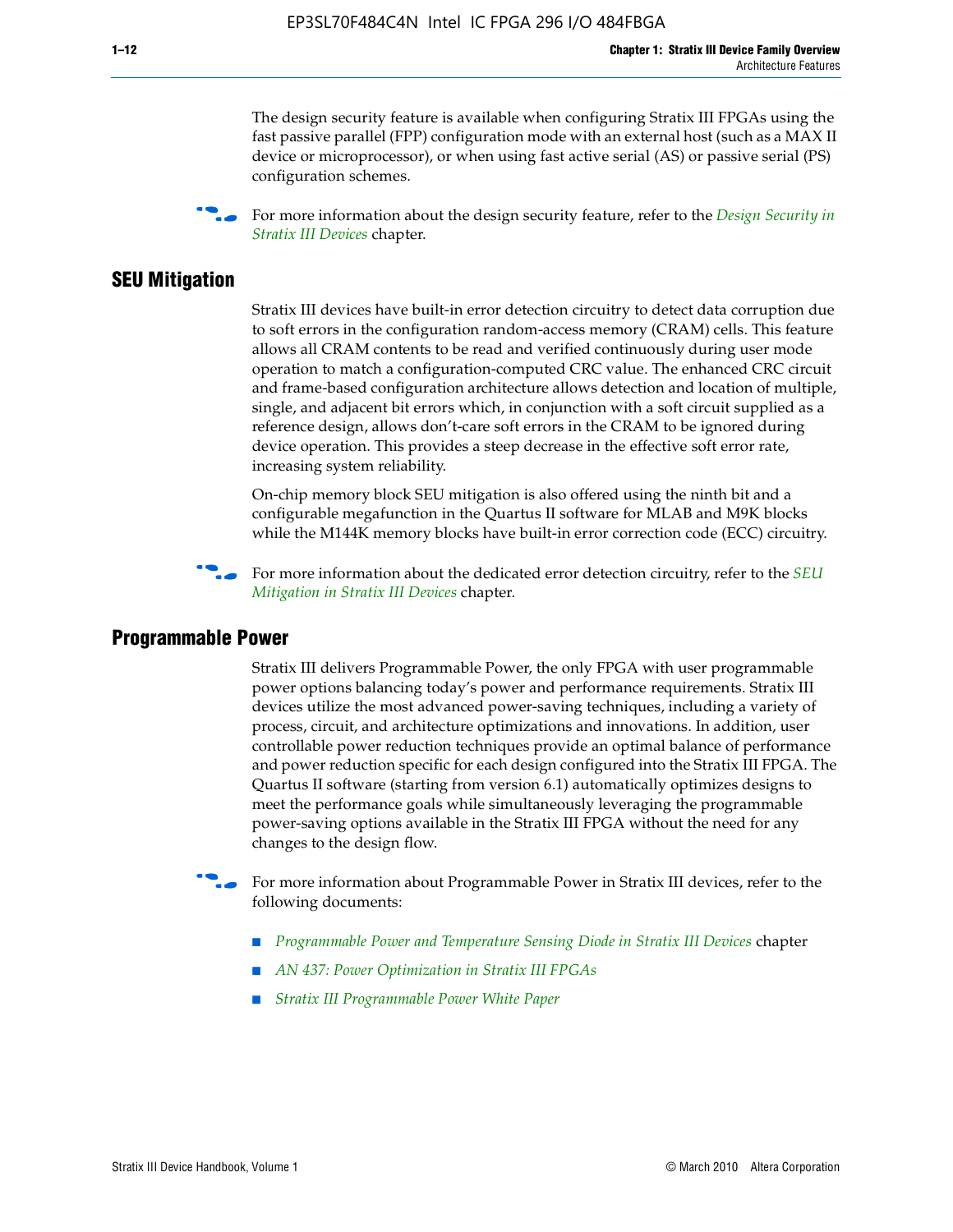The design security feature is available when configuring Stratix III FPGAs using the fast passive parallel (FPP) configuration mode with an external host (such as a MAX II device or microprocessor), or when using fast active serial (AS) or passive serial (PS) configuration schemes.

For more information about the design security feature, refer to the *Design Security in Stratix III Devices* chapter.

## SEU Mitigation

Stratix III devices have built-in error detection circuitry to detect data corruption due to soft errors in the configuration random-access memory (CRAM) cells. This feature allows all CRAM contents to be read and verified continuously during user mode operation to match a configuration-computed CRC value. The enhanced CRC circuit and frame-based configuration architecture allows detection and location of multiple, single, and adjacent bit errors which, in conjunction with a soft circuit supplied as a reference design, allows don't-care soft errors in the CRAM to be ignored during device operation. This provides a steep decrease in the effective soft error rate, increasing system reliability.

On-chip memory block SEU mitigation is also offered using the ninth bit and a configurable megafunction in the Quartus II software for MLAB and M9K blocks while the M144K memory blocks have built-in error correction code (ECC) circuitry.

For more information about the dedicated error detection circuitry, refer to the *SEU Mitigation in Stratix III Devices* chapter.

## Programmable Power

Stratix III delivers Programmable Power, the only FPGA with user programmable power options balancing today's power and performance requirements. Stratix III devices utilize the most advanced power-saving techniques, including a variety of process, circuit, and architecture optimizations and innovations. In addition, user controllable power reduction techniques provide an optimal balance of performance and power reduction specific for each design configured into the Stratix III FPGA. The Quartus II software (starting from version 6.1) automatically optimizes designs to meet the performance goals while simultaneously leveraging the programmable power-saving options available in the Stratix III FPGA without the need for any changes to the design flow.

For more information about Programmable Power in Stratix III devices, refer to the following documents:

- *Programmable Power and Temperature Sensing Diode in Stratix III Devices* chapter
- *AN 437: Power Optimization in Stratix III FPGAs*
- *Stratix III Programmable Power White Paper*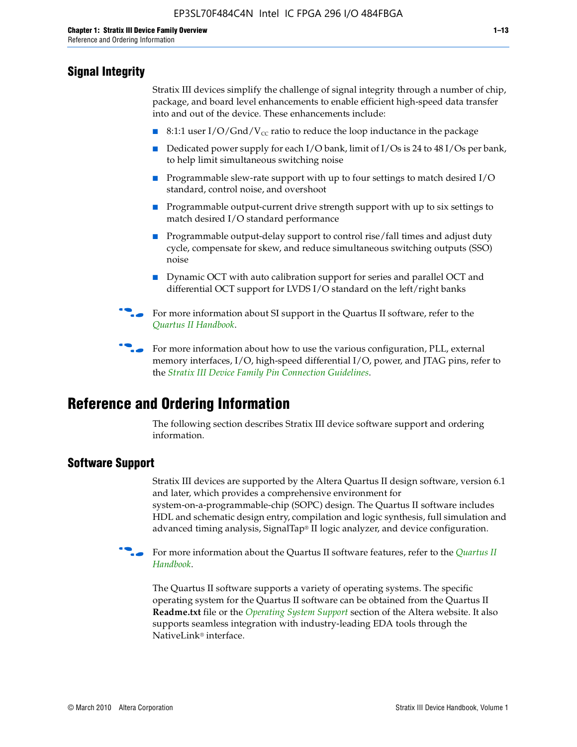## Signal Integrity

Stratix III devices simplify the challenge of signal integrity through a number of chip, package, and board level enhancements to enable efficient high-speed data transfer into and out of the device. These enhancements include:

- 8:1:1 user I/O/Gnd/$V_{CC}$ ratio to reduce the loop inductance in the package
- Dedicated power supply for each I/O bank, limit of I/Os is 24 to 48 I/Os per bank, to help limit simultaneous switching noise
- Programmable slew-rate support with up to four settings to match desired I/O standard, control noise, and overshoot
- Programmable output-current drive strength support with up to six settings to match desired I/O standard performance
- Programmable output-delay support to control rise/fall times and adjust duty cycle, compensate for skew, and reduce simultaneous switching outputs (SSO) noise
- Dynamic OCT with auto calibration support for series and parallel OCT and differential OCT support for LVDS I/O standard on the left/right banks

For more information about SI support in the Quartus II software, refer to the *Quartus II Handbook*.

For more information about how to use the various configuration, PLL, external memory interfaces, I/O, high-speed differential I/O, power, and JTAG pins, refer to the *Stratix III Device Family Pin Connection Guidelines*.

# Reference and Ordering Information

The following section describes Stratix III device software support and ordering information.

## Software Support

Stratix III devices are supported by the Altera Quartus II design software, version 6.1 and later, which provides a comprehensive environment for system-on-a-programmable-chip (SOPC) design. The Quartus II software includes HDL and schematic design entry, compilation and logic synthesis, full simulation and advanced timing analysis, SignalTap® II logic analyzer, and device configuration.

For more information about the Quartus II software features, refer to the *Quartus II Handbook*.

The Quartus II software supports a variety of operating systems. The specific operating system for the Quartus II software can be obtained from the Quartus II **Readme.txt** file or the *Operating System Support* section of the Altera website. It also supports seamless integration with industry-leading EDA tools through the NativeLink® interface.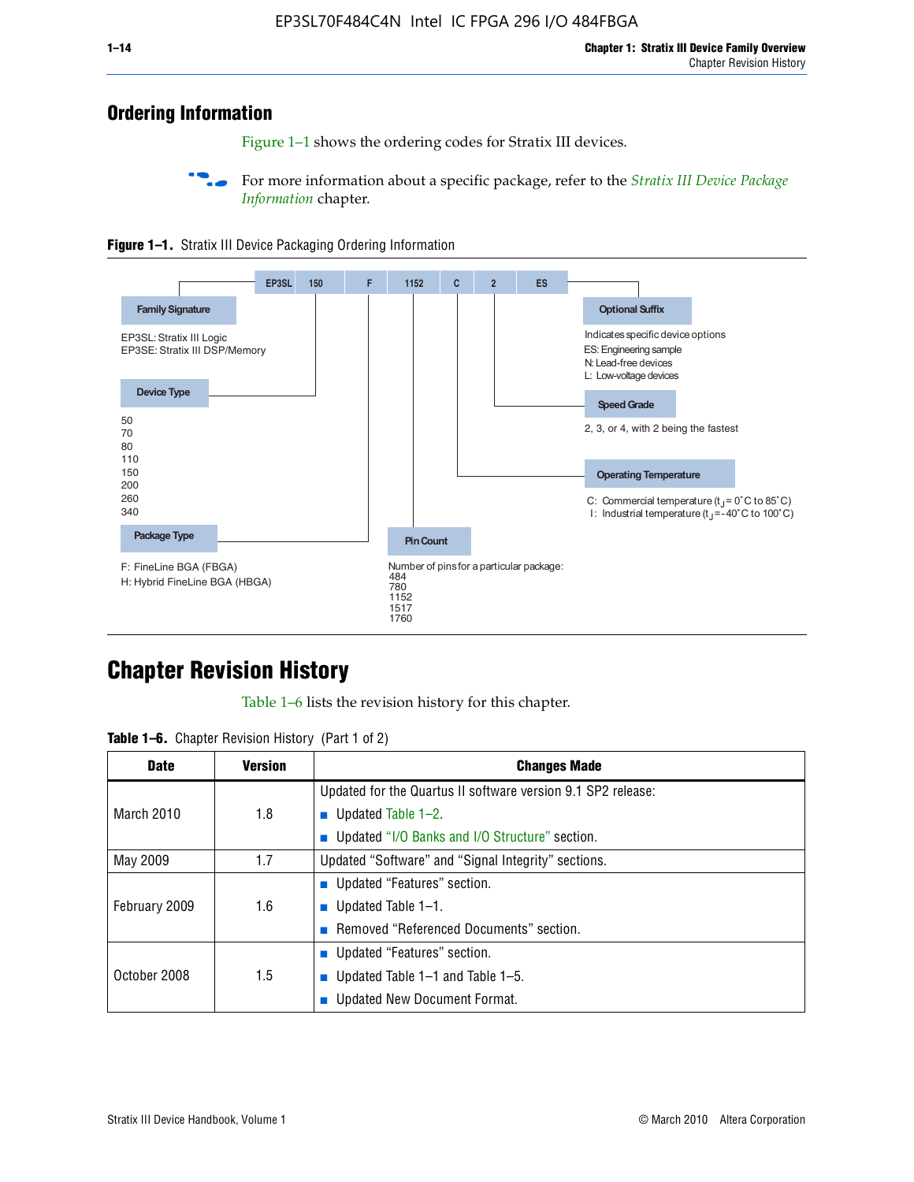## Ordering Information

Figure 1–1 shows the ordering codes for Stratix III devices.

For more information about a specific package, refer to the *Stratix III Device Package Information* chapter.

**Figure 1–1.** Stratix III Device Packaging Ordering Information

EP3SL 150 F 1152 C 2 ES

**Family Signature**

EP3SL: Stratix III Logic
EP3SE: Stratix III DSP/Memory

**Device Type**

50
70
80
110
150
200
260
340

**Package Type**

F: FineLine BGA (FBGA)
H: Hybrid FineLine BGA (HBGA)

**Pin Count**

Number of pins for a particular package:
484
780
1152
1517
1760

**Operating Temperature**

C: Commercial temperature ($t_J$ = 0˚C to 85˚C)
I: Industrial temperature ($t_J$ = -40˚C to 100˚C)

**Speed Grade**

2, 3, or 4, with 2 being the fastest

**Optional Suffix**

Indicates specific device options
ES: Engineering sample
N: Lead-free devices
L: Low-voltage devices

## Chapter Revision History

Table 1–6 lists the revision history for this chapter.

**Table 1–6.** Chapter Revision History (Part 1 of 2)

| Date | Version | Changes Made |
|---|---|---|
| March 2010 | 1.8 | Updated for the Quartus II software version 9.1 SP2 release:<br>■ Updated Table 1–2.<br>■ Updated "I/O Banks and I/O Structure" section. |
| May 2009 | 1.7 | Updated "Software" and "Signal Integrity" sections. |
| February 2009 | 1.6 | ■ Updated "Features" section.<br>■ Updated Table 1–1.<br>■ Removed "Referenced Documents" section. |
| October 2008 | 1.5 | ■ Updated "Features" section.<br>■ Updated Table 1–1 and Table 1–5.<br>■ Updated New Document Format. |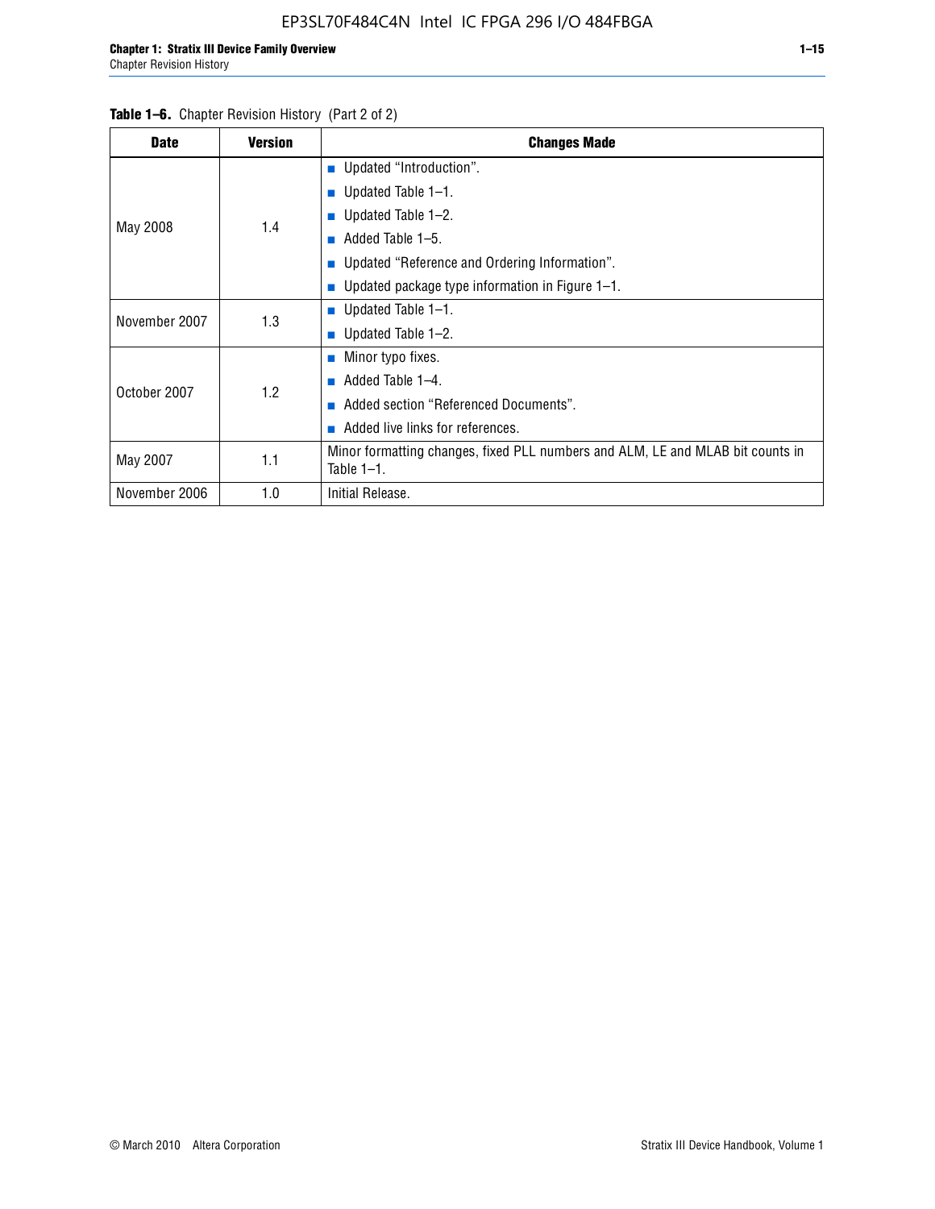**Table 1–6.** Chapter Revision History (Part 2 of 2)

| Date | Version | Changes Made |
|---|---|---|
| May 2008 | 1.4 | ■ Updated "Introduction".<br>■ Updated Table 1–1.<br>■ Updated Table 1–2.<br>■ Added Table 1–5.<br>■ Updated "Reference and Ordering Information".<br>■ Updated package type information in Figure 1–1. |
| November 2007 | 1.3 | ■ Updated Table 1–1.<br>■ Updated Table 1–2. |
| October 2007 | 1.2 | ■ Minor typo fixes.<br>■ Added Table 1–4.<br>■ Added section "Referenced Documents".<br>■ Added live links for references. |
| May 2007 | 1.1 | Minor formatting changes, fixed PLL numbers and ALM, LE and MLAB bit counts in Table 1–1. |
| November 2006 | 1.0 | Initial Release. |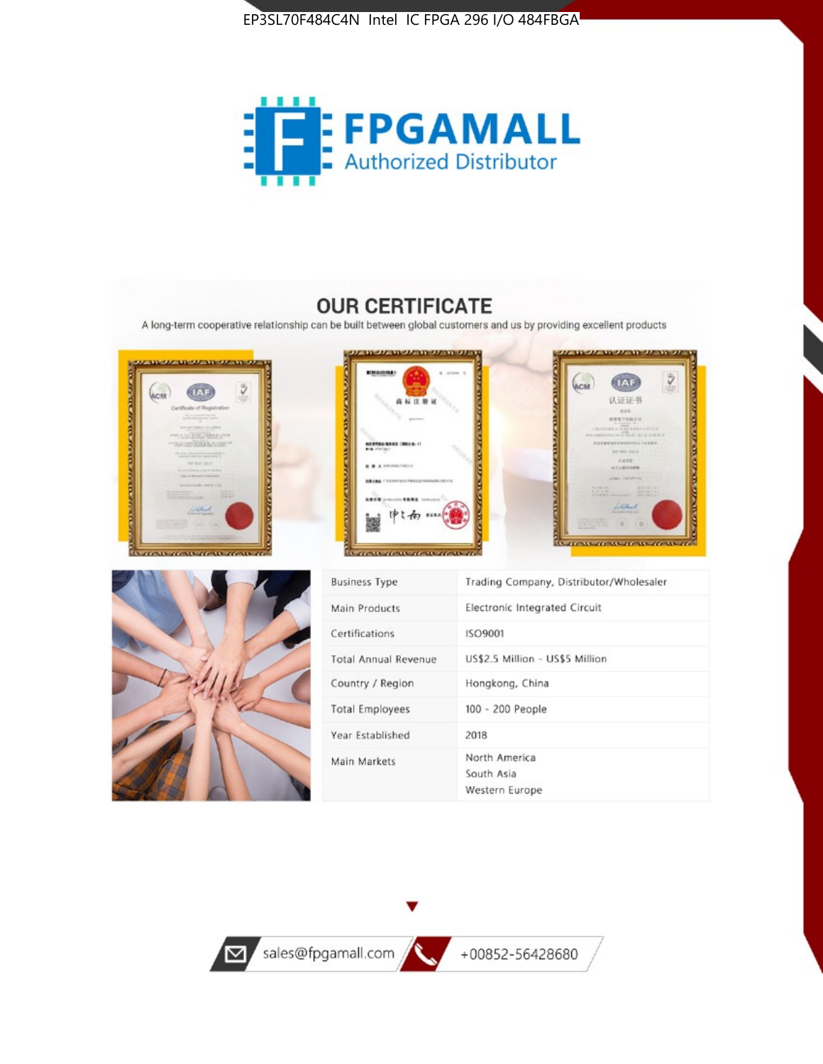FPGAMALL
Authorized Distributor

## OUR CERTIFICATE

A long-term cooperative relationship can be built between global customers and us by providing excellent products

| | |
|---|---|
| Business Type | Trading Company, Distributor/Wholesaler |
| Main Products | Electronic Integrated Circuit |
| Certifications | ISO9001 |
| Total Annual Revenue | US$2.5 Million - US$5 Million |
| Country / Region | Hongkong, China |
| Total Employees | 100 - 200 People |
| Year Established | 2018 |
| Main Markets | North America<br>South Asia<br>Western Europe |

sales@fpgamall.com

+00852-56428680